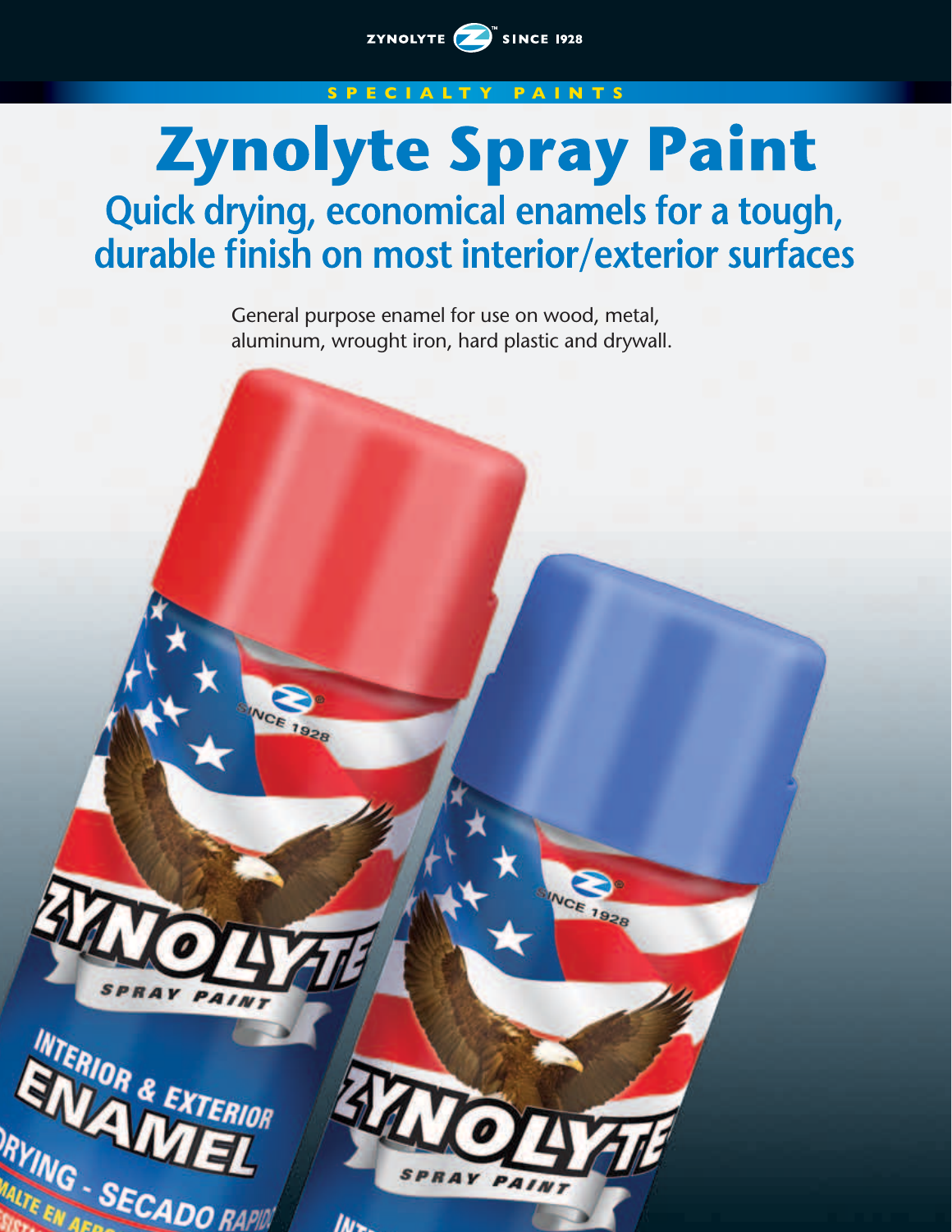ZYNOLYTE SINCE 1928

SPECIALTY PAINTS

# Zynolyte Spray Paint

## Quick drying, economical enamels for a tough, durable finish on most interior/exterior surfaces

General purpose enamel for use on wood, metal, aluminum, wrought iron, hard plastic and drywall.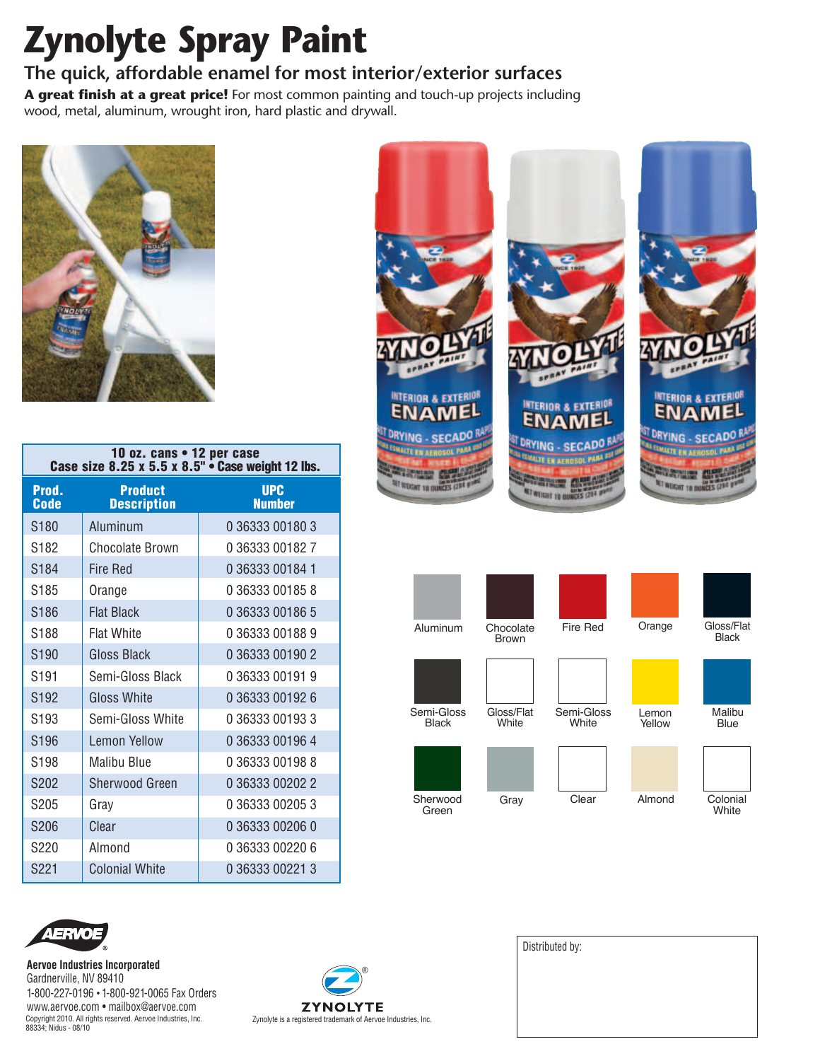# Zynolyte Spray Paint

## The quick, affordable enamel for most interior/exterior surfaces

**A great finish at a great price!** For most common painting and touch-up projects including wood, metal, aluminum, wrought iron, hard plastic and drywall.

| 10 oz. cans • 12 per case<br>Case size 8.25 x 5.5 x 8.5" • Case weight 12 lbs. | | |
|---|---|---|
| **Prod. Code** | **Product Description** | **UPC Number** |
| S180 | Aluminum | 0 36333 00180 3 |
| S182 | Chocolate Brown | 0 36333 00182 7 |
| S184 | Fire Red | 0 36333 00184 1 |
| S185 | Orange | 0 36333 00185 8 |
| S186 | Flat Black | 0 36333 00186 5 |
| S188 | Flat White | 0 36333 00188 9 |
| S190 | Gloss Black | 0 36333 00190 2 |
| S191 | Semi-Gloss Black | 0 36333 00191 9 |
| S192 | Gloss White | 0 36333 00192 6 |
| S193 | Semi-Gloss White | 0 36333 00193 3 |
| S196 | Lemon Yellow | 0 36333 00196 4 |
| S198 | Malibu Blue | 0 36333 00198 8 |
| S202 | Sherwood Green | 0 36333 00202 2 |
| S205 | Gray | 0 36333 00205 3 |
| S206 | Clear | 0 36333 00206 0 |
| S220 | Almond | 0 36333 00220 6 |
| S221 | Colonial White | 0 36333 00221 3 |

Aluminum
Chocolate Brown
Fire Red
Orange
Gloss/Flat Black
Semi-Gloss Black
Gloss/Flat White
Semi-Gloss White
Lemon Yellow
Malibu Blue
Sherwood Green
Gray
Clear
Almond
Colonial White

**Aervoe Industries Incorporated**
Gardnerville, NV 89410
1-800-227-0196 • 1-800-921-0065 Fax Orders
www.aervoe.com • mailbox@aervoe.com
Copyright 2010. All rights reserved. Aervoe Industries, Inc.
88334; Nidus - 08/10

ZYNOLYTE
Zynolyte is a registered trademark of Aervoe Industries, Inc.

Distributed by: